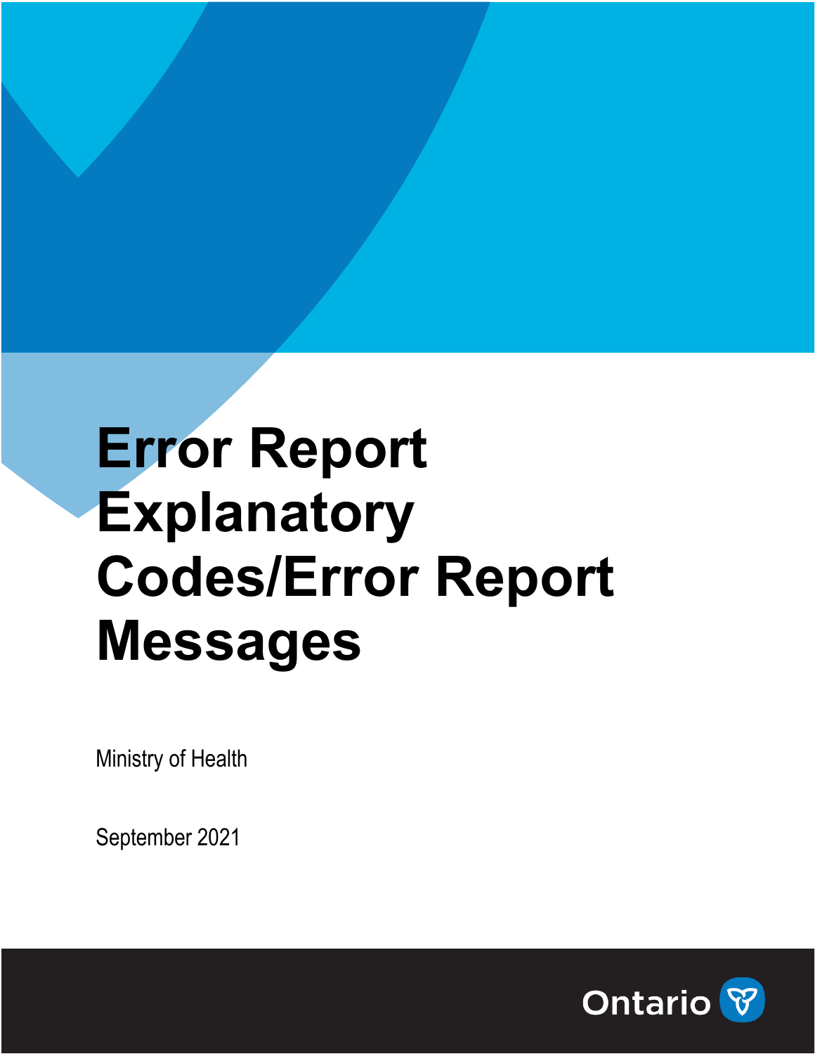# Error Report Explanatory Codes/Error Report Messages

Ministry of Health

September 2021

Ontario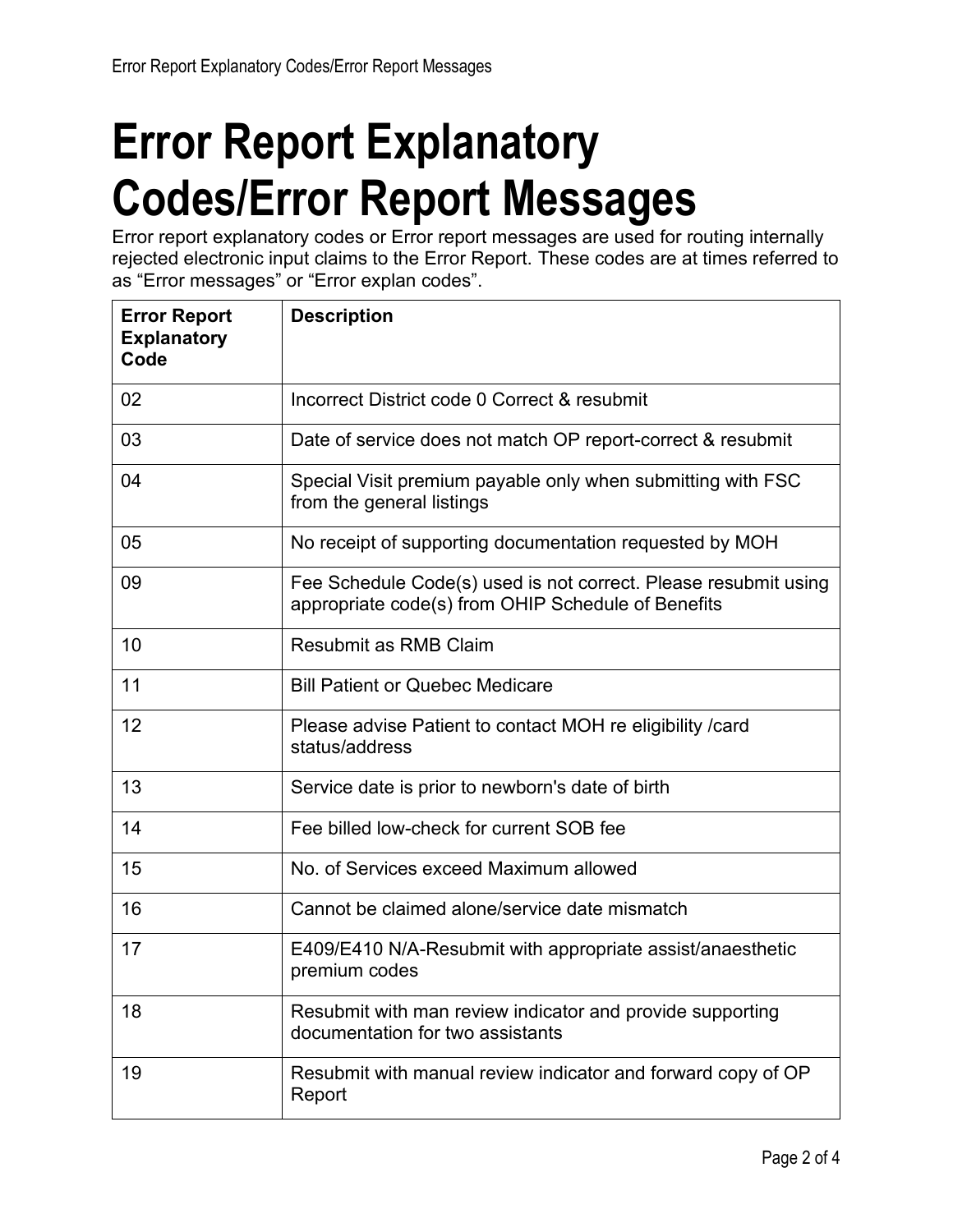# Error Report Explanatory Codes/Error Report Messages

Error report explanatory codes or Error report messages are used for routing internally rejected electronic input claims to the Error Report. These codes are at times referred to as “Error messages” or “Error explan codes”.

| Error Report Explanatory Code | Description |
|---|---|
| 02 | Incorrect District code 0 Correct & resubmit |
| 03 | Date of service does not match OP report-correct & resubmit |
| 04 | Special Visit premium payable only when submitting with FSC from the general listings |
| 05 | No receipt of supporting documentation requested by MOH |
| 09 | Fee Schedule Code(s) used is not correct. Please resubmit using appropriate code(s) from OHIP Schedule of Benefits |
| 10 | Resubmit as RMB Claim |
| 11 | Bill Patient or Quebec Medicare |
| 12 | Please advise Patient to contact MOH re eligibility /card status/address |
| 13 | Service date is prior to newborn's date of birth |
| 14 | Fee billed low-check for current SOB fee |
| 15 | No. of Services exceed Maximum allowed |
| 16 | Cannot be claimed alone/service date mismatch |
| 17 | E409/E410 N/A-Resubmit with appropriate assist/anaesthetic premium codes |
| 18 | Resubmit with man review indicator and provide supporting documentation for two assistants |
| 19 | Resubmit with manual review indicator and forward copy of OP Report |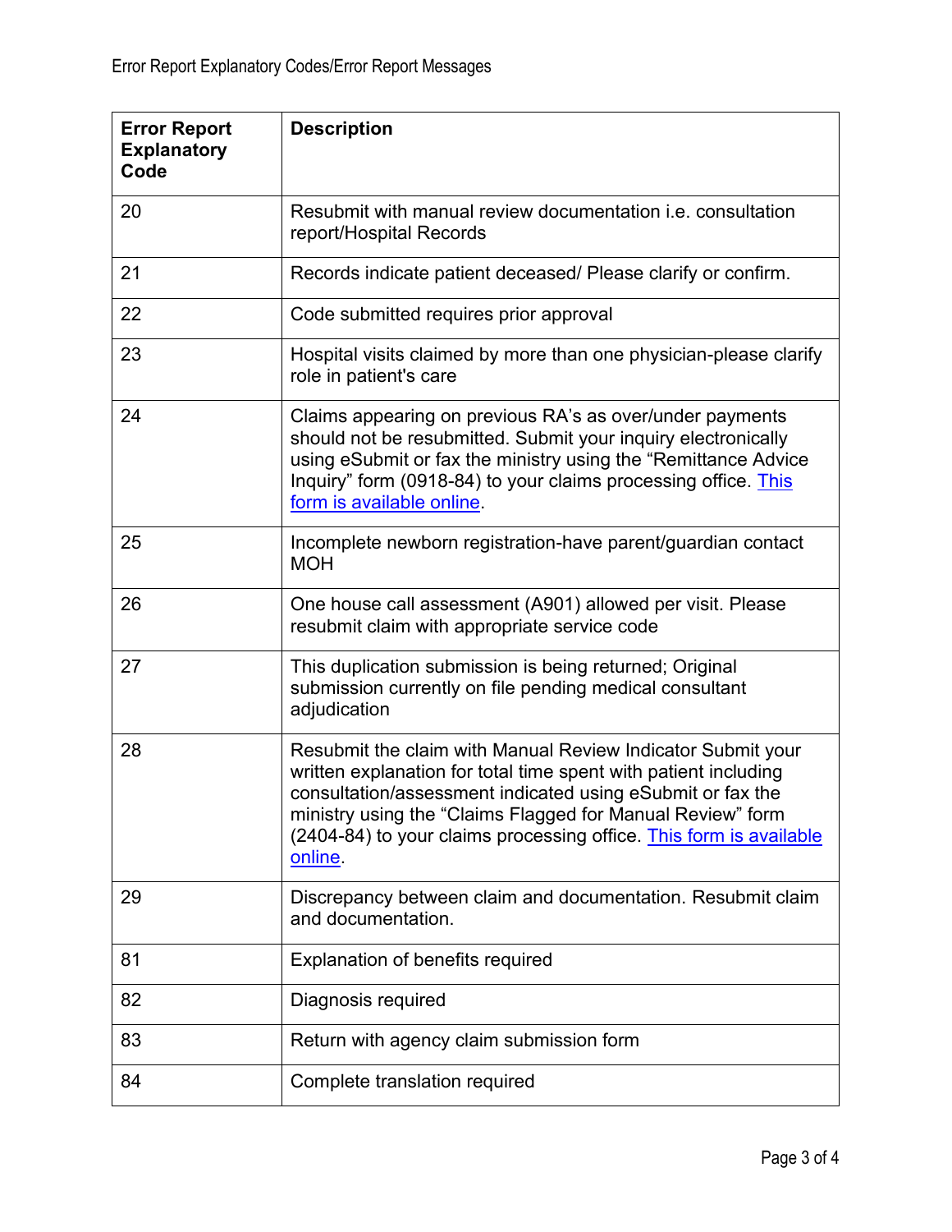| Error Report Explanatory Code | Description |
|---|---|
| 20 | Resubmit with manual review documentation i.e. consultation report/Hospital Records |
| 21 | Records indicate patient deceased/ Please clarify or confirm. |
| 22 | Code submitted requires prior approval |
| 23 | Hospital visits claimed by more than one physician-please clarify role in patient's care |
| 24 | Claims appearing on previous RA's as over/under payments should not be resubmitted. Submit your inquiry electronically using eSubmit or fax the ministry using the "Remittance Advice Inquiry" form (0918-84) to your claims processing office. This form is available online. |
| 25 | Incomplete newborn registration-have parent/guardian contact MOH |
| 26 | One house call assessment (A901) allowed per visit. Please resubmit claim with appropriate service code |
| 27 | This duplication submission is being returned; Original submission currently on file pending medical consultant adjudication |
| 28 | Resubmit the claim with Manual Review Indicator Submit your written explanation for total time spent with patient including consultation/assessment indicated using eSubmit or fax the ministry using the "Claims Flagged for Manual Review" form (2404-84) to your claims processing office. This form is available online. |
| 29 | Discrepancy between claim and documentation. Resubmit claim and documentation. |
| 81 | Explanation of benefits required |
| 82 | Diagnosis required |
| 83 | Return with agency claim submission form |
| 84 | Complete translation required |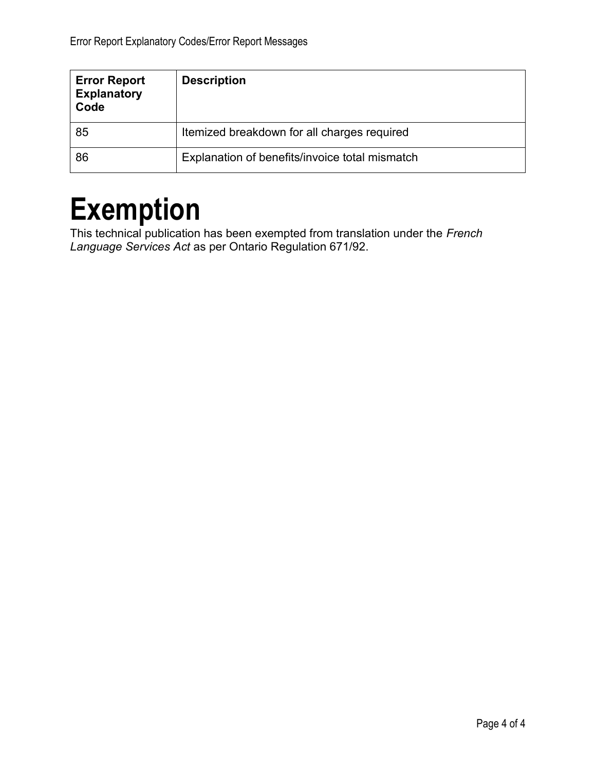| Error Report Explanatory Code | Description |
|---|---|
| 85 | Itemized breakdown for all charges required |
| 86 | Explanation of benefits/invoice total mismatch |

# Exemption

This technical publication has been exempted from translation under the *French Language Services Act* as per Ontario Regulation 671/92.